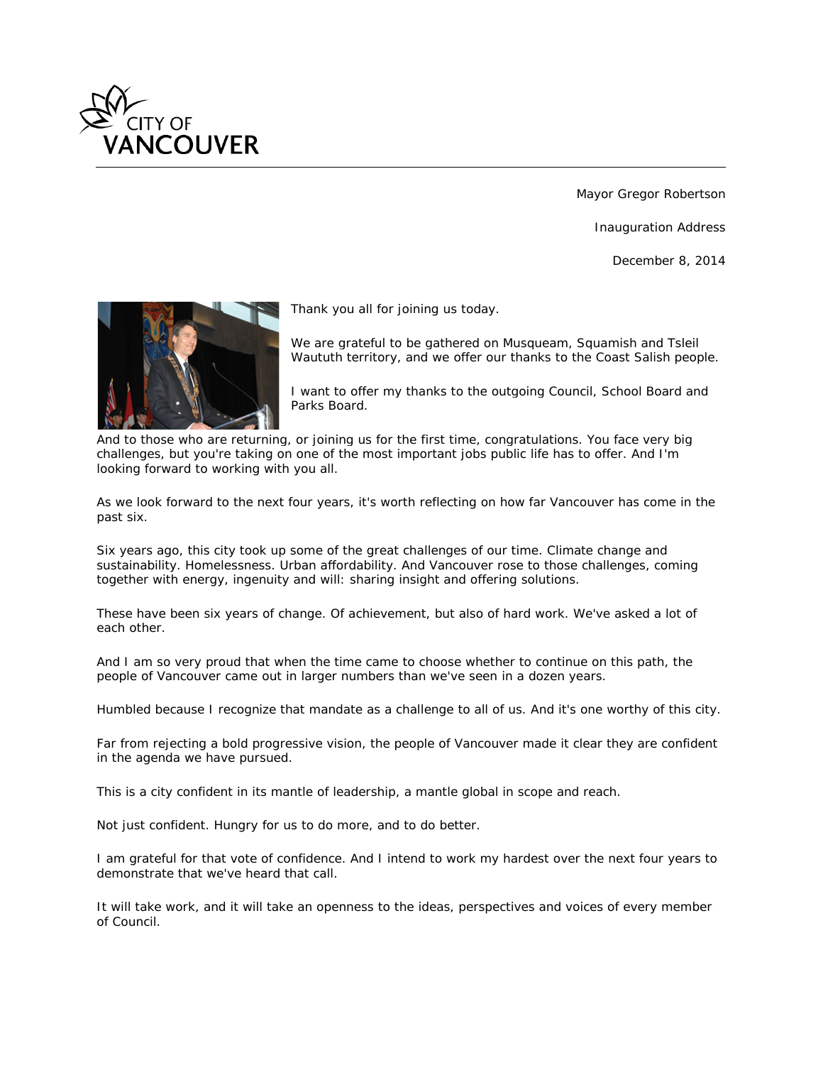CITY OF VANCOUVER

Mayor Gregor Robertson

Inauguration Address

December 8, 2014

Thank you all for joining us today.

We are grateful to be gathered on Musqueam, Squamish and Tsleil Waututh territory, and we offer our thanks to the Coast Salish people.

I want to offer my thanks to the outgoing Council, School Board and Parks Board.

And to those who are returning, or joining us for the first time, congratulations. You face very big challenges, but you're taking on one of the most important jobs public life has to offer. And I'm looking forward to working with you all.

As we look forward to the next four years, it's worth reflecting on how far Vancouver has come in the past six.

Six years ago, this city took up some of the great challenges of our time. Climate change and sustainability. Homelessness. Urban affordability. And Vancouver rose to those challenges, coming together with energy, ingenuity and will: sharing insight and offering solutions.

These have been six years of change. Of achievement, but also of hard work. We've asked a lot of each other.

And I am so very proud that when the time came to choose whether to continue on this path, the people of Vancouver came out in larger numbers than we've seen in a dozen years.

Humbled because I recognize that mandate as a challenge to all of us. And it's one worthy of this city.

Far from rejecting a bold progressive vision, the people of Vancouver made it clear they are confident in the agenda we have pursued.

This is a city confident in its mantle of leadership, a mantle global in scope and reach.

Not just confident. Hungry for us to do more, and to do better.

I am grateful for that vote of confidence. And I intend to work my hardest over the next four years to demonstrate that we've heard that call.

It will take work, and it will take an openness to the ideas, perspectives and voices of every member of Council.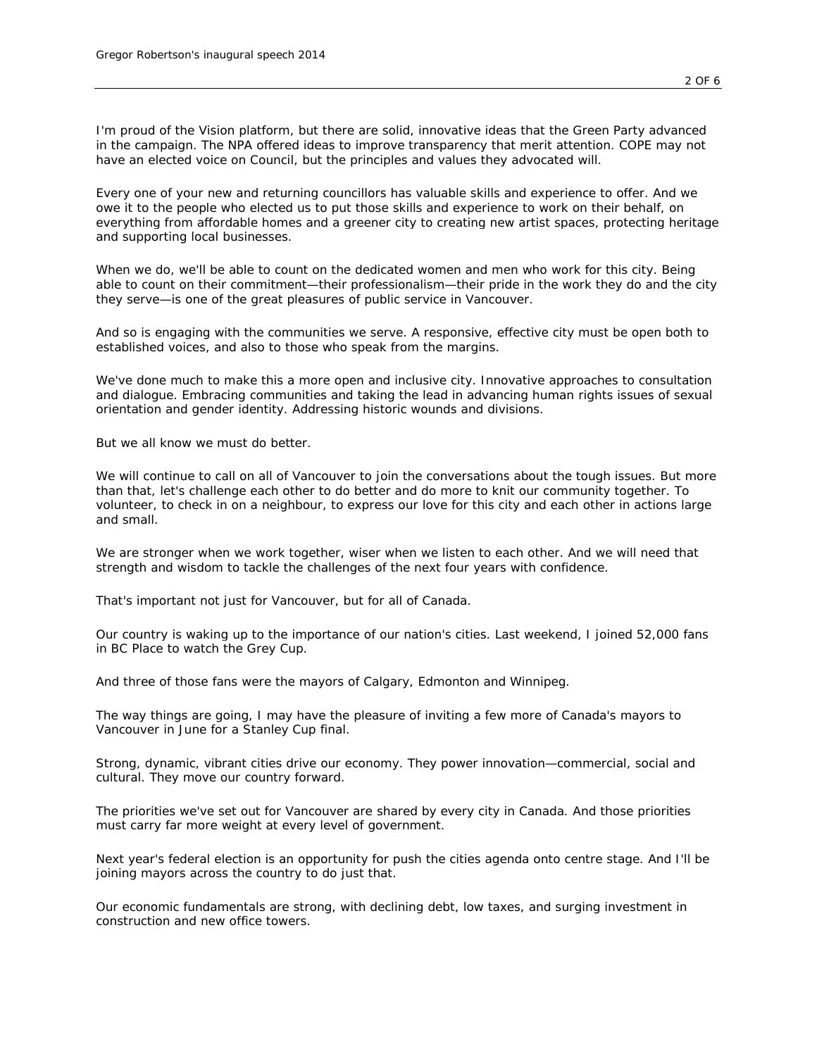I'm proud of the Vision platform, but there are solid, innovative ideas that the Green Party advanced in the campaign. The NPA offered ideas to improve transparency that merit attention. COPE may not have an elected voice on Council, but the principles and values they advocated will.

Every one of your new and returning councillors has valuable skills and experience to offer. And we owe it to the people who elected us to put those skills and experience to work on their behalf, on everything from affordable homes and a greener city to creating new artist spaces, protecting heritage and supporting local businesses.

When we do, we'll be able to count on the dedicated women and men who work for this city. Being able to count on their commitment—their professionalism—their pride in the work they do and the city they serve—is one of the great pleasures of public service in Vancouver.

And so is engaging with the communities we serve. A responsive, effective city must be open both to established voices, and also to those who speak from the margins.

We've done much to make this a more open and inclusive city. Innovative approaches to consultation and dialogue. Embracing communities and taking the lead in advancing human rights issues of sexual orientation and gender identity. Addressing historic wounds and divisions.

But we all know we must do better.

We will continue to call on all of Vancouver to join the conversations about the tough issues. But more than that, let's challenge each other to do better and do more to knit our community together. To volunteer, to check in on a neighbour, to express our love for this city and each other in actions large and small.

We are stronger when we work together, wiser when we listen to each other. And we will need that strength and wisdom to tackle the challenges of the next four years with confidence.

That's important not just for Vancouver, but for all of Canada.

Our country is waking up to the importance of our nation's cities. Last weekend, I joined 52,000 fans in BC Place to watch the Grey Cup.

And three of those fans were the mayors of Calgary, Edmonton and Winnipeg.

The way things are going, I may have the pleasure of inviting a few more of Canada's mayors to Vancouver in June for a Stanley Cup final.

Strong, dynamic, vibrant cities drive our economy. They power innovation—commercial, social and cultural. They move our country forward.

The priorities we've set out for Vancouver are shared by every city in Canada. And those priorities must carry far more weight at every level of government.

Next year's federal election is an opportunity for push the cities agenda onto centre stage. And I'll be joining mayors across the country to do just that.

Our economic fundamentals are strong, with declining debt, low taxes, and surging investment in construction and new office towers.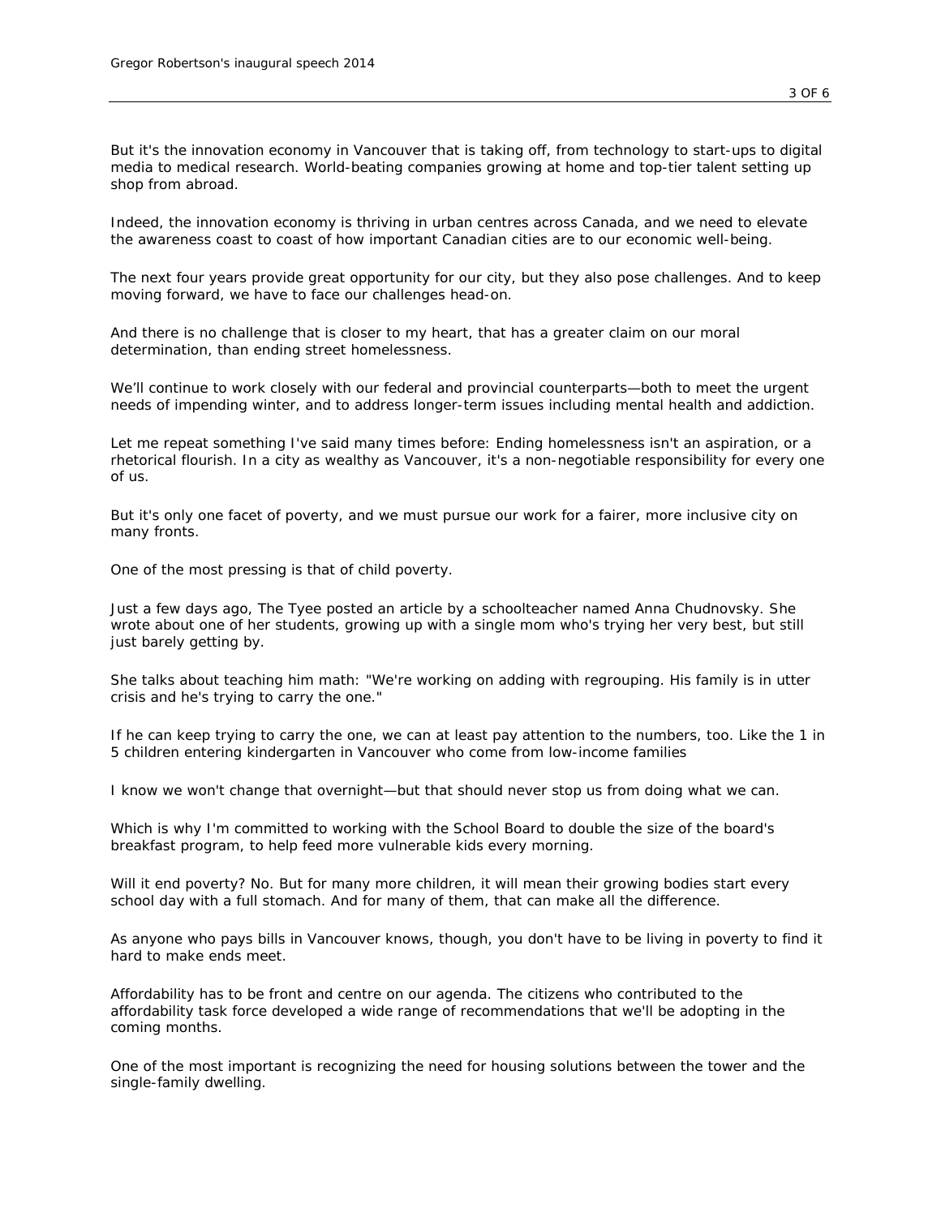But it's the innovation economy in Vancouver that is taking off, from technology to start-ups to digital media to medical research. World-beating companies growing at home and top-tier talent setting up shop from abroad.

Indeed, the innovation economy is thriving in urban centres across Canada, and we need to elevate the awareness coast to coast of how important Canadian cities are to our economic well-being.

The next four years provide great opportunity for our city, but they also pose challenges. And to keep moving forward, we have to face our challenges head-on.

And there is no challenge that is closer to my heart, that has a greater claim on our moral determination, than ending street homelessness.

We'll continue to work closely with our federal and provincial counterparts—both to meet the urgent needs of impending winter, and to address longer-term issues including mental health and addiction.

Let me repeat something I've said many times before: Ending homelessness isn't an aspiration, or a rhetorical flourish. In a city as wealthy as Vancouver, it's a non-negotiable responsibility for every one of us.

But it's only one facet of poverty, and we must pursue our work for a fairer, more inclusive city on many fronts.

One of the most pressing is that of child poverty.

Just a few days ago, The Tyee posted an article by a schoolteacher named Anna Chudnovsky. She wrote about one of her students, growing up with a single mom who's trying her very best, but still just barely getting by.

She talks about teaching him math: "We're working on adding with regrouping. His family is in utter crisis and he's trying to carry the one."

If he can keep trying to carry the one, we can at least pay attention to the numbers, too. Like the 1 in 5 children entering kindergarten in Vancouver who come from low-income families

I know we won't change that overnight—but that should never stop us from doing what we can.

Which is why I'm committed to working with the School Board to double the size of the board's breakfast program, to help feed more vulnerable kids every morning.

Will it end poverty? No. But for many more children, it will mean their growing bodies start every school day with a full stomach. And for many of them, that can make all the difference.

As anyone who pays bills in Vancouver knows, though, you don't have to be living in poverty to find it hard to make ends meet.

Affordability has to be front and centre on our agenda. The citizens who contributed to the affordability task force developed a wide range of recommendations that we'll be adopting in the coming months.

One of the most important is recognizing the need for housing solutions between the tower and the single-family dwelling.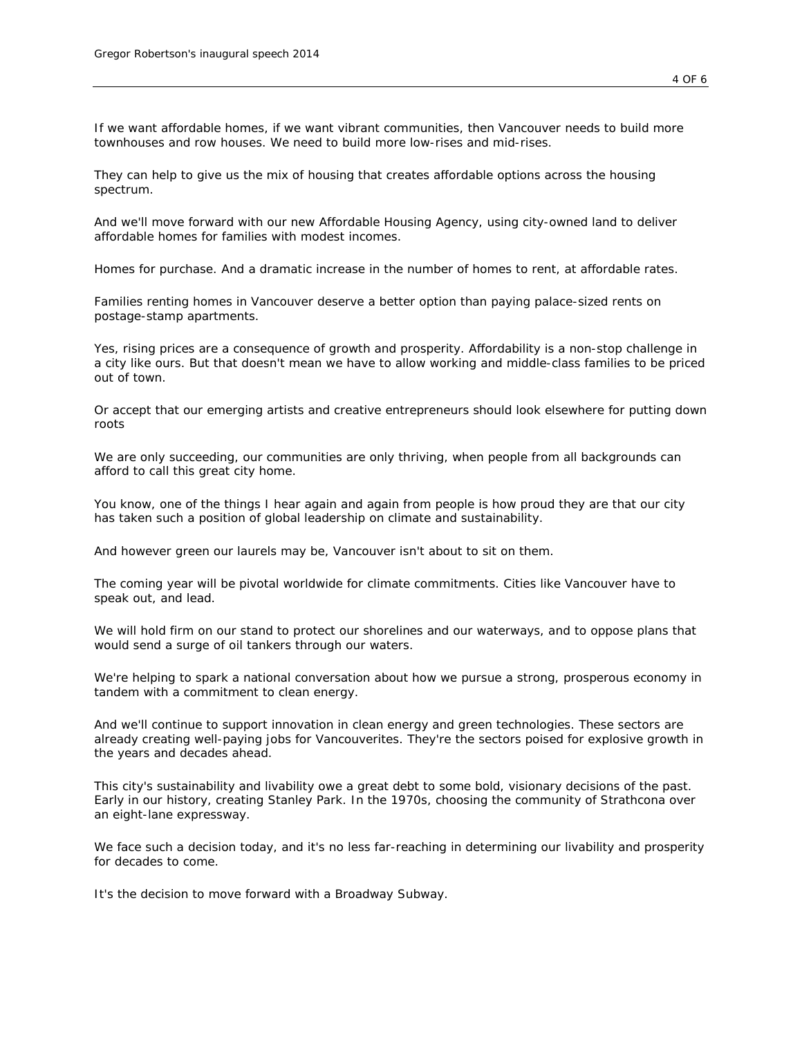If we want affordable homes, if we want vibrant communities, then Vancouver needs to build more townhouses and row houses. We need to build more low-rises and mid-rises.

They can help to give us the mix of housing that creates affordable options across the housing spectrum.

And we'll move forward with our new Affordable Housing Agency, using city-owned land to deliver affordable homes for families with modest incomes.

Homes for purchase. And a dramatic increase in the number of homes to rent, at affordable rates.

Families renting homes in Vancouver deserve a better option than paying palace-sized rents on postage-stamp apartments.

Yes, rising prices are a consequence of growth and prosperity. Affordability is a non-stop challenge in a city like ours. But that doesn't mean we have to allow working and middle-class families to be priced out of town.

Or accept that our emerging artists and creative entrepreneurs should look elsewhere for putting down roots

We are only succeeding, our communities are only thriving, when people from all backgrounds can afford to call this great city home.

You know, one of the things I hear again and again from people is how proud they are that our city has taken such a position of global leadership on climate and sustainability.

And however green our laurels may be, Vancouver isn't about to sit on them.

The coming year will be pivotal worldwide for climate commitments. Cities like Vancouver have to speak out, and lead.

We will hold firm on our stand to protect our shorelines and our waterways, and to oppose plans that would send a surge of oil tankers through our waters.

We're helping to spark a national conversation about how we pursue a strong, prosperous economy in tandem with a commitment to clean energy.

And we'll continue to support innovation in clean energy and green technologies. These sectors are already creating well-paying jobs for Vancouverites. They're the sectors poised for explosive growth in the years and decades ahead.

This city's sustainability and livability owe a great debt to some bold, visionary decisions of the past. Early in our history, creating Stanley Park. In the 1970s, choosing the community of Strathcona over an eight-lane expressway.

We face such a decision today, and it's no less far-reaching in determining our livability and prosperity for decades to come.

It's the decision to move forward with a Broadway Subway.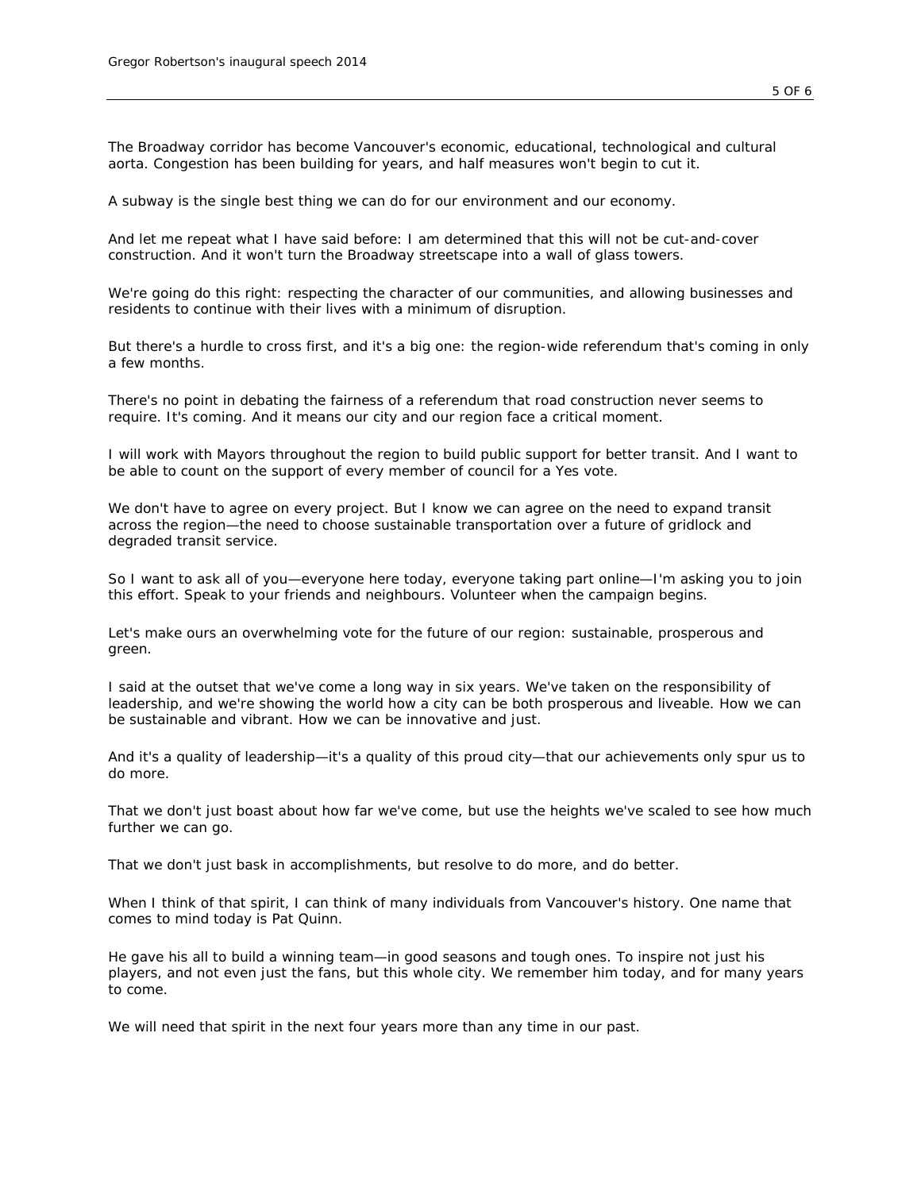The Broadway corridor has become Vancouver's economic, educational, technological and cultural aorta. Congestion has been building for years, and half measures won't begin to cut it.

A subway is the single best thing we can do for our environment and our economy.

And let me repeat what I have said before: I am determined that this will not be cut-and-cover construction. And it won't turn the Broadway streetscape into a wall of glass towers.

We're going do this right: respecting the character of our communities, and allowing businesses and residents to continue with their lives with a minimum of disruption.

But there's a hurdle to cross first, and it's a big one: the region-wide referendum that's coming in only a few months.

There's no point in debating the fairness of a referendum that road construction never seems to require. It's coming. And it means our city and our region face a critical moment.

I will work with Mayors throughout the region to build public support for better transit. And I want to be able to count on the support of every member of council for a Yes vote.

We don't have to agree on every project. But I know we can agree on the need to expand transit across the region—the need to choose sustainable transportation over a future of gridlock and degraded transit service.

So I want to ask all of you—everyone here today, everyone taking part online—I'm asking you to join this effort. Speak to your friends and neighbours. Volunteer when the campaign begins.

Let's make ours an overwhelming vote for the future of our region: sustainable, prosperous and green.

I said at the outset that we've come a long way in six years. We've taken on the responsibility of leadership, and we're showing the world how a city can be both prosperous and liveable. How we can be sustainable and vibrant. How we can be innovative and just.

And it's a quality of leadership—it's a quality of this proud city—that our achievements only spur us to do more.

That we don't just boast about how far we've come, but use the heights we've scaled to see how much further we can go.

That we don't just bask in accomplishments, but resolve to do more, and do better.

When I think of that spirit, I can think of many individuals from Vancouver's history. One name that comes to mind today is Pat Quinn.

He gave his all to build a winning team—in good seasons and tough ones. To inspire not just his players, and not even just the fans, but this whole city. We remember him today, and for many years to come.

We will need that spirit in the next four years more than any time in our past.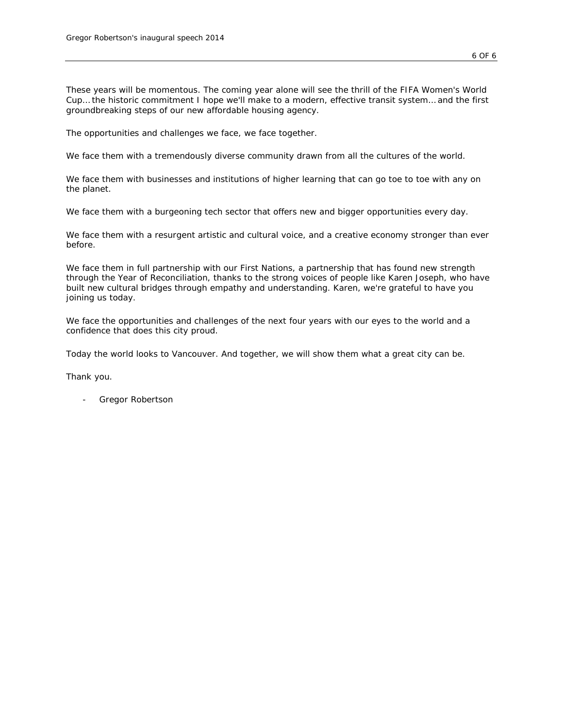These years will be momentous. The coming year alone will see the thrill of the FIFA Women's World Cup… the historic commitment I hope we'll make to a modern, effective transit system… and the first groundbreaking steps of our new affordable housing agency.

The opportunities and challenges we face, we face together.

We face them with a tremendously diverse community drawn from all the cultures of the world.

We face them with businesses and institutions of higher learning that can go toe to toe with any on the planet.

We face them with a burgeoning tech sector that offers new and bigger opportunities every day.

We face them with a resurgent artistic and cultural voice, and a creative economy stronger than ever before.

We face them in full partnership with our First Nations, a partnership that has found new strength through the Year of Reconciliation, thanks to the strong voices of people like Karen Joseph, who have built new cultural bridges through empathy and understanding. Karen, we're grateful to have you joining us today.

We face the opportunities and challenges of the next four years with our eyes to the world and a confidence that does this city proud.

Today the world looks to Vancouver. And together, we will show them what a great city can be.

Thank you.

- Gregor Robertson